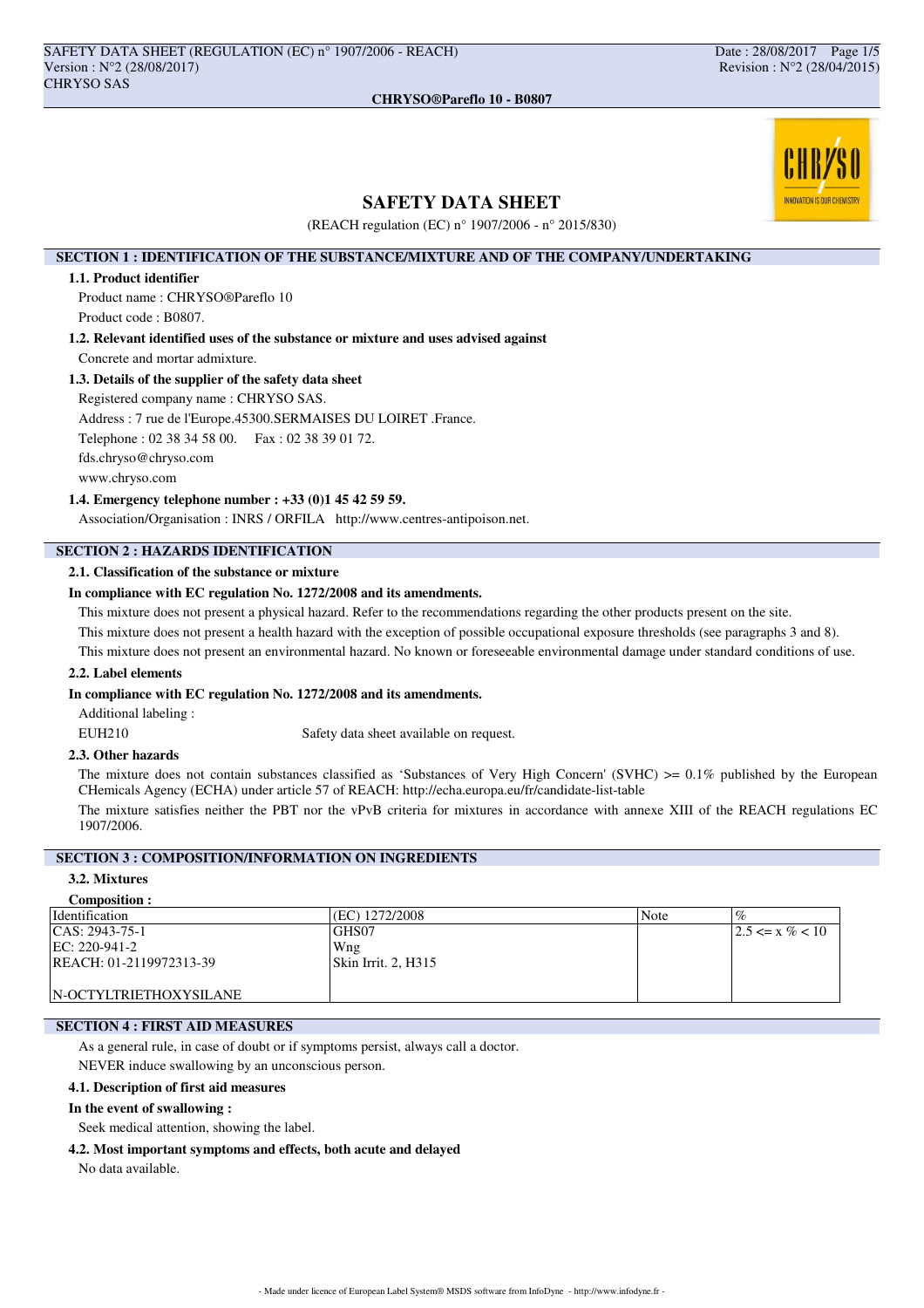# SAFETY DATA SHEET

(REACH regulation (EC) n° 1907/2006 - n° 2015/830)

## SECTION 1 : IDENTIFICATION OF THE SUBSTANCE/MIXTURE AND OF THE COMPANY/UNDERTAKING

### 1.1. Product identifier

Product name : CHRYSO®Pareflo 10

Product code : B0807.

### 1.2. Relevant identified uses of the substance or mixture and uses advised against

Concrete and mortar admixture.

### 1.3. Details of the supplier of the safety data sheet

Registered company name : CHRYSO SAS.

Address : 7 rue de l'Europe.45300.SERMAISES DU LOIRET .France.

Telephone : 02 38 34 58 00. Fax : 02 38 39 01 72.

fds.chryso@chryso.com

www.chryso.com

### 1.4. Emergency telephone number : +33 (0)1 45 42 59 59.

Association/Organisation : INRS / ORFILA http://www.centres-antipoison.net.

## SECTION 2 : HAZARDS IDENTIFICATION

### 2.1. Classification of the substance or mixture

**In compliance with EC regulation No. 1272/2008 and its amendments.**

This mixture does not present a physical hazard. Refer to the recommendations regarding the other products present on the site.

This mixture does not present a health hazard with the exception of possible occupational exposure thresholds (see paragraphs 3 and 8).

This mixture does not present an environmental hazard. No known or foreseeable environmental damage under standard conditions of use.

### 2.2. Label elements

**In compliance with EC regulation No. 1272/2008 and its amendments.**

Additional labeling :

EUH210 Safety data sheet available on request.

### 2.3. Other hazards

The mixture does not contain substances classified as 'Substances of Very High Concern' (SVHC) >= 0.1% published by the European CHemicals Agency (ECHA) under article 57 of REACH: http://echa.europa.eu/fr/candidate-list-table

The mixture satisfies neither the PBT nor the vPvB criteria for mixtures in accordance with annexe XIII of the REACH regulations EC 1907/2006.

## SECTION 3 : COMPOSITION/INFORMATION ON INGREDIENTS

### 3.2. Mixtures

**Composition :**

| Identification | (EC) 1272/2008 | Note | % |
|---|---|---|---|
| CAS: 2943-75-1<br>EC: 220-941-2<br>REACH: 01-2119972313-39<br><br>N-OCTYLTRIETHOXYSILANE | GHS07<br>Wng<br>Skin Irrit. 2, H315 | | 2.5 <= x % < 10 |

## SECTION 4 : FIRST AID MEASURES

As a general rule, in case of doubt or if symptoms persist, always call a doctor.

NEVER induce swallowing by an unconscious person.

### 4.1. Description of first aid measures

**In the event of swallowing :**

Seek medical attention, showing the label.

### 4.2. Most important symptoms and effects, both acute and delayed

No data available.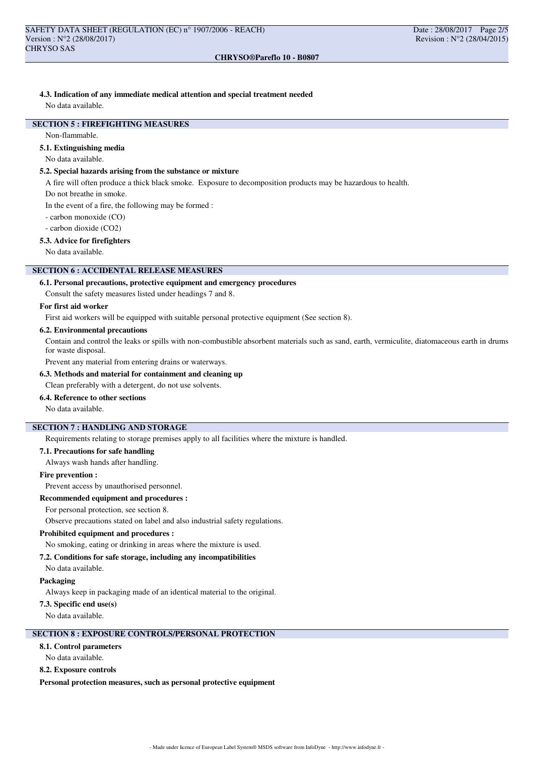#### 4.3. Indication of any immediate medical attention and special treatment needed

No data available.

## SECTION 5 : FIREFIGHTING MEASURES

Non-flammable.

#### 5.1. Extinguishing media

No data available.

#### 5.2. Special hazards arising from the substance or mixture

A fire will often produce a thick black smoke. Exposure to decomposition products may be hazardous to health.

Do not breathe in smoke.

In the event of a fire, the following may be formed :

- carbon monoxide (CO)
- carbon dioxide ($CO_2$)

#### 5.3. Advice for firefighters

No data available.

## SECTION 6 : ACCIDENTAL RELEASE MEASURES

#### 6.1. Personal precautions, protective equipment and emergency procedures

Consult the safety measures listed under headings 7 and 8.

**For first aid worker**

First aid workers will be equipped with suitable personal protective equipment (See section 8).

#### 6.2. Environmental precautions

Contain and control the leaks or spills with non-combustible absorbent materials such as sand, earth, vermiculite, diatomaceous earth in drums for waste disposal.

Prevent any material from entering drains or waterways.

#### 6.3. Methods and material for containment and cleaning up

Clean preferably with a detergent, do not use solvents.

#### 6.4. Reference to other sections

No data available.

## SECTION 7 : HANDLING AND STORAGE

Requirements relating to storage premises apply to all facilities where the mixture is handled.

#### 7.1. Precautions for safe handling

Always wash hands after handling.

**Fire prevention :**

Prevent access by unauthorised personnel.

**Recommended equipment and procedures :**

For personal protection, see section 8.

Observe precautions stated on label and also industrial safety regulations.

**Prohibited equipment and procedures :**

No smoking, eating or drinking in areas where the mixture is used.

#### 7.2. Conditions for safe storage, including any incompatibilities

No data available.

**Packaging**

Always keep in packaging made of an identical material to the original.

#### 7.3. Specific end use(s)

No data available.

## SECTION 8 : EXPOSURE CONTROLS/PERSONAL PROTECTION

#### 8.1. Control parameters

No data available.

#### 8.2. Exposure controls

**Personal protection measures, such as personal protective equipment**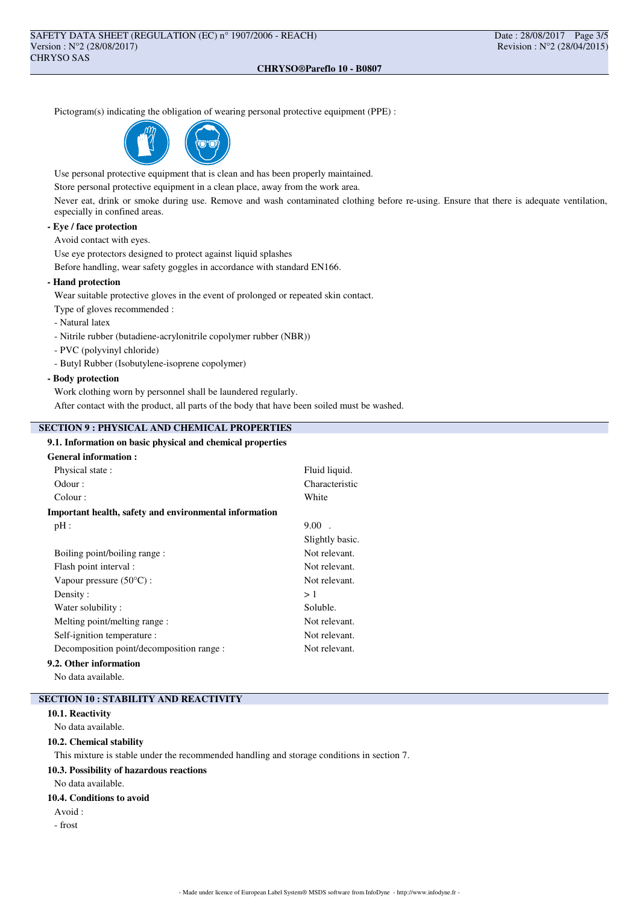Pictogram(s) indicating the obligation of wearing personal protective equipment (PPE) :

Use personal protective equipment that is clean and has been properly maintained.

Store personal protective equipment in a clean place, away from the work area.

Never eat, drink or smoke during use. Remove and wash contaminated clothing before re-using. Ensure that there is adequate ventilation, especially in confined areas.

**- Eye / face protection**

Avoid contact with eyes.

Use eye protectors designed to protect against liquid splashes

Before handling, wear safety goggles in accordance with standard EN166.

**- Hand protection**

Wear suitable protective gloves in the event of prolonged or repeated skin contact.

Type of gloves recommended :

- Natural latex
- Nitrile rubber (butadiene-acrylonitrile copolymer rubber (NBR))
- PVC (polyvinyl chloride)
- Butyl Rubber (Isobutylene-isoprene copolymer)

**- Body protection**

Work clothing worn by personnel shall be laundered regularly.

After contact with the product, all parts of the body that have been soiled must be washed.

## SECTION 9 : PHYSICAL AND CHEMICAL PROPERTIES

### 9.1. Information on basic physical and chemical properties

**General information :**

| | |
|---|---|
| Physical state : | Fluid liquid. |
| Odour : | Characteristic |
| Colour : | White |

**Important health, safety and environmental information**

| | |
|---|---|
| pH : | 9.00 . |
| | Slightly basic. |
| Boiling point/boiling range : | Not relevant. |
| Flash point interval : | Not relevant. |
| Vapour pressure (50°C) : | Not relevant. |
| Density : | > 1 |
| Water solubility : | Soluble. |
| Melting point/melting range : | Not relevant. |
| Self-ignition temperature : | Not relevant. |
| Decomposition point/decomposition range : | Not relevant. |

### 9.2. Other information

No data available.

## SECTION 10 : STABILITY AND REACTIVITY

### 10.1. Reactivity

No data available.

### 10.2. Chemical stability

This mixture is stable under the recommended handling and storage conditions in section 7.

### 10.3. Possibility of hazardous reactions

No data available.

### 10.4. Conditions to avoid

Avoid :

- frost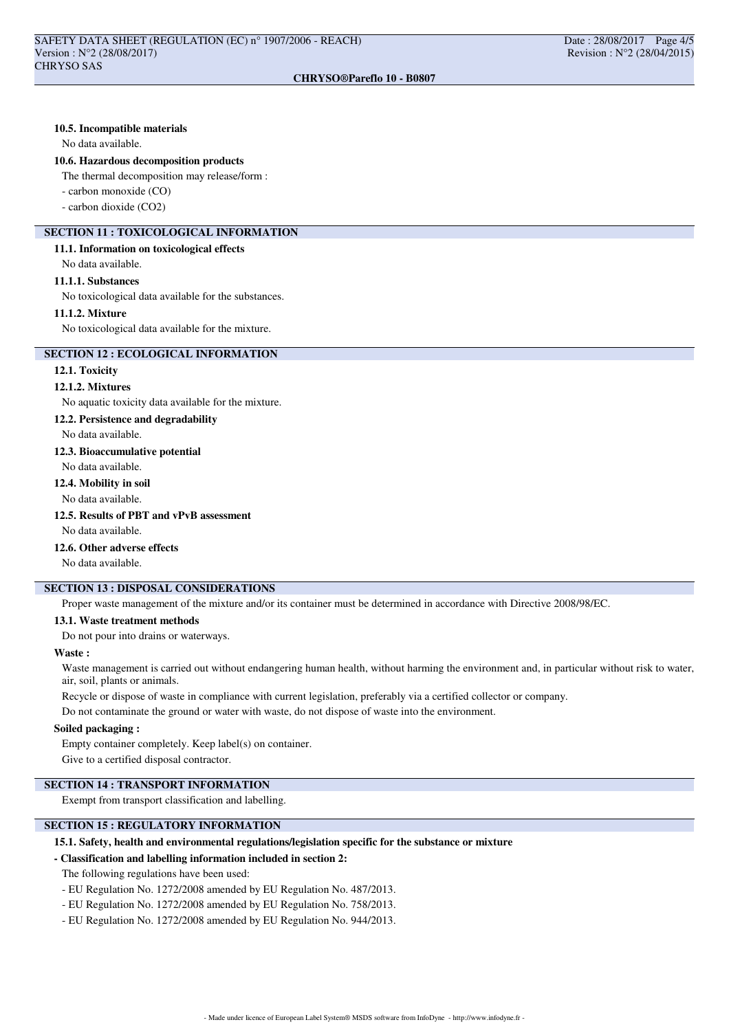#### 10.5. Incompatible materials

No data available.

#### 10.6. Hazardous decomposition products

The thermal decomposition may release/form :

- carbon monoxide (CO)
- carbon dioxide ($CO_2$)

## SECTION 11 : TOXICOLOGICAL INFORMATION

#### 11.1. Information on toxicological effects

No data available.

#### 11.1.1. Substances

No toxicological data available for the substances.

#### 11.1.2. Mixture

No toxicological data available for the mixture.

## SECTION 12 : ECOLOGICAL INFORMATION

#### 12.1. Toxicity

#### 12.1.2. Mixtures

No aquatic toxicity data available for the mixture.

#### 12.2. Persistence and degradability

No data available.

#### 12.3. Bioaccumulative potential

No data available.

#### 12.4. Mobility in soil

No data available.

#### 12.5. Results of PBT and vPvB assessment

No data available.

#### 12.6. Other adverse effects

No data available.

## SECTION 13 : DISPOSAL CONSIDERATIONS

Proper waste management of the mixture and/or its container must be determined in accordance with Directive 2008/98/EC.

#### 13.1. Waste treatment methods

Do not pour into drains or waterways.

**Waste :**

Waste management is carried out without endangering human health, without harming the environment and, in particular without risk to water, air, soil, plants or animals.

Recycle or dispose of waste in compliance with current legislation, preferably via a certified collector or company.

Do not contaminate the ground or water with waste, do not dispose of waste into the environment.

**Soiled packaging :**

Empty container completely. Keep label(s) on container.

Give to a certified disposal contractor.

## SECTION 14 : TRANSPORT INFORMATION

Exempt from transport classification and labelling.

## SECTION 15 : REGULATORY INFORMATION

#### 15.1. Safety, health and environmental regulations/legislation specific for the substance or mixture

**- Classification and labelling information included in section 2:**

The following regulations have been used:

- EU Regulation No. 1272/2008 amended by EU Regulation No. 487/2013.
- EU Regulation No. 1272/2008 amended by EU Regulation No. 758/2013.
- EU Regulation No. 1272/2008 amended by EU Regulation No. 944/2013.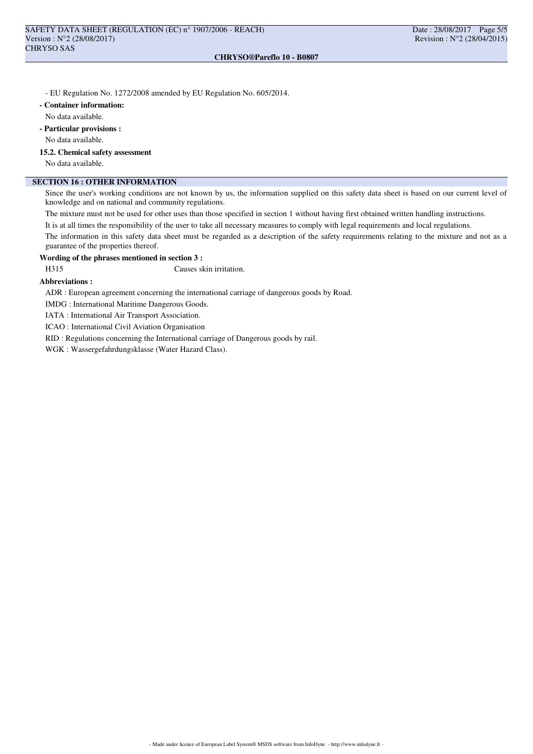- EU Regulation No. 1272/2008 amended by EU Regulation No. 605/2014.

**- Container information:**

No data available.

**- Particular provisions :**

No data available.

**15.2. Chemical safety assessment**

No data available.

## SECTION 16 : OTHER INFORMATION

Since the user's working conditions are not known by us, the information supplied on this safety data sheet is based on our current level of knowledge and on national and community regulations.

The mixture must not be used for other uses than those specified in section 1 without having first obtained written handling instructions.

It is at all times the responsibility of the user to take all necessary measures to comply with legal requirements and local regulations.

The information in this safety data sheet must be regarded as a description of the safety requirements relating to the mixture and not as a guarantee of the properties thereof.

**Wording of the phrases mentioned in section 3 :**

| | |
|---|---|
| H315 | Causes skin irritation. |

**Abbreviations :**

ADR : European agreement concerning the international carriage of dangerous goods by Road.

IMDG : International Maritime Dangerous Goods.

IATA : International Air Transport Association.

ICAO : International Civil Aviation Organisation

RID : Regulations concerning the International carriage of Dangerous goods by rail.

WGK : Wassergefahrdungsklasse (Water Hazard Class).